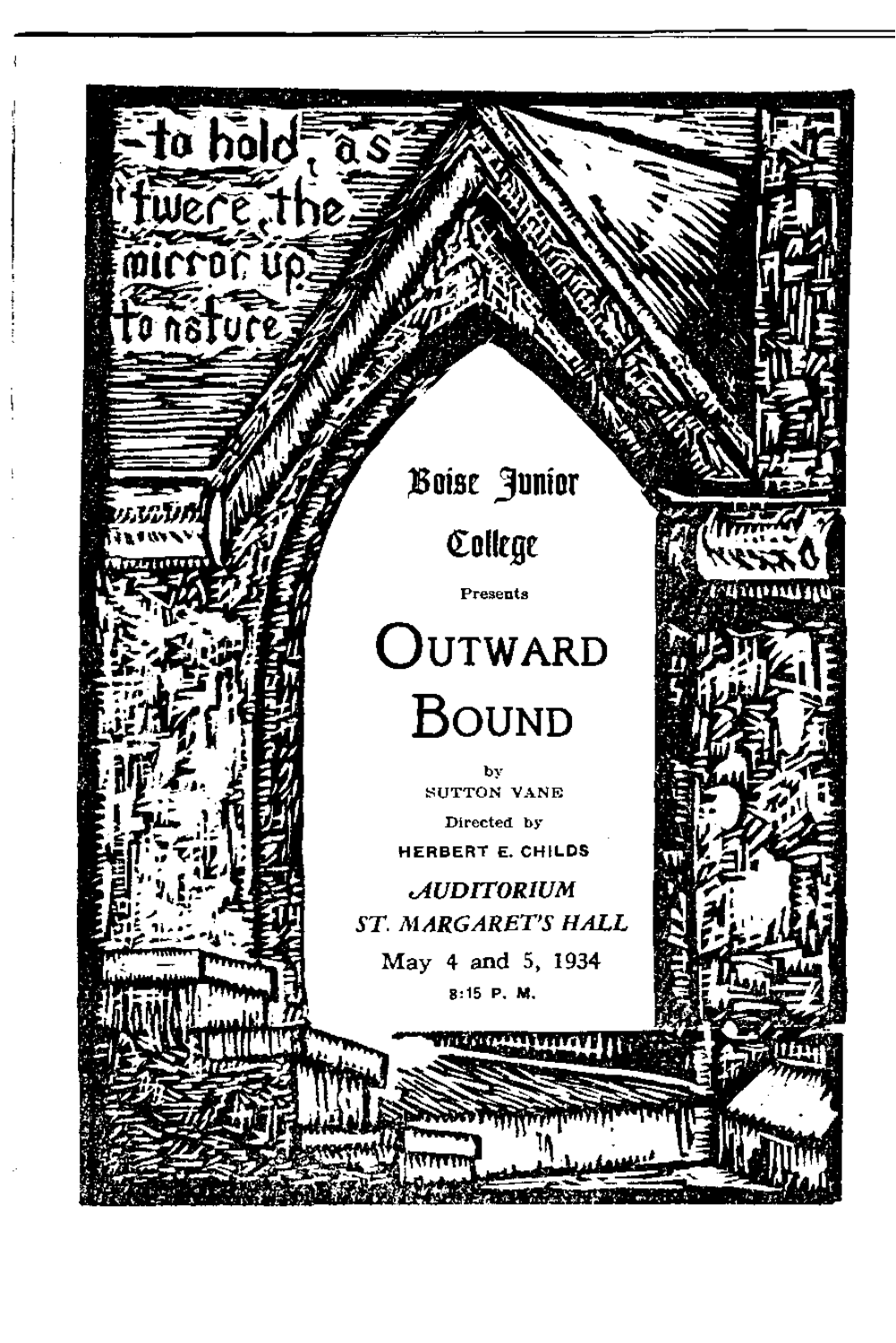—to hold, as 'twere, the mirror up to nature

Boise Junior College

Presents

# Outward Bound

by

SUTTON VANE

Directed by

HERBERT E. CHILDS

*AUDITORIUM*

*ST. MARGARET'S HALL*

May 4 and 5, 1934

8:15 P. M.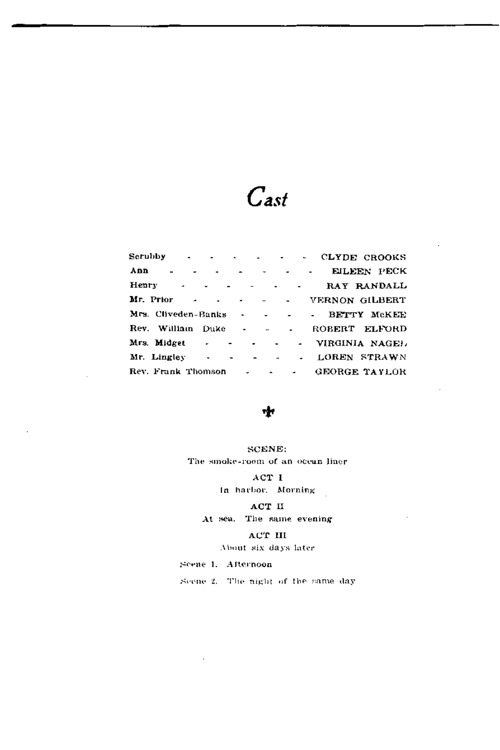# *Cast*

| | |
|---|---|
| Scrubby | CLYDE CROOKS |
| Ann | EILEEN PECK |
| Henry | RAY RANDALL |
| Mr. Prior | VERNON GILBERT |
| Mrs. Cliveden-Banks | BETTY McKEE |
| Rev. William Duke | ROBERT ELFORD |
| Mrs. Midget | VIRGINIA NAGEL |
| Mr. Lingley | LOREN STRAWN |
| Rev. Frank Thomson | GEORGE TAYLOR |

SCENE:
The smoke-room of an ocean liner

ACT I
In harbor. Morning

ACT II
At sea. The same evening

ACT III
About six days later

Scene 1. Afternoon

Scene 2. The night of the same day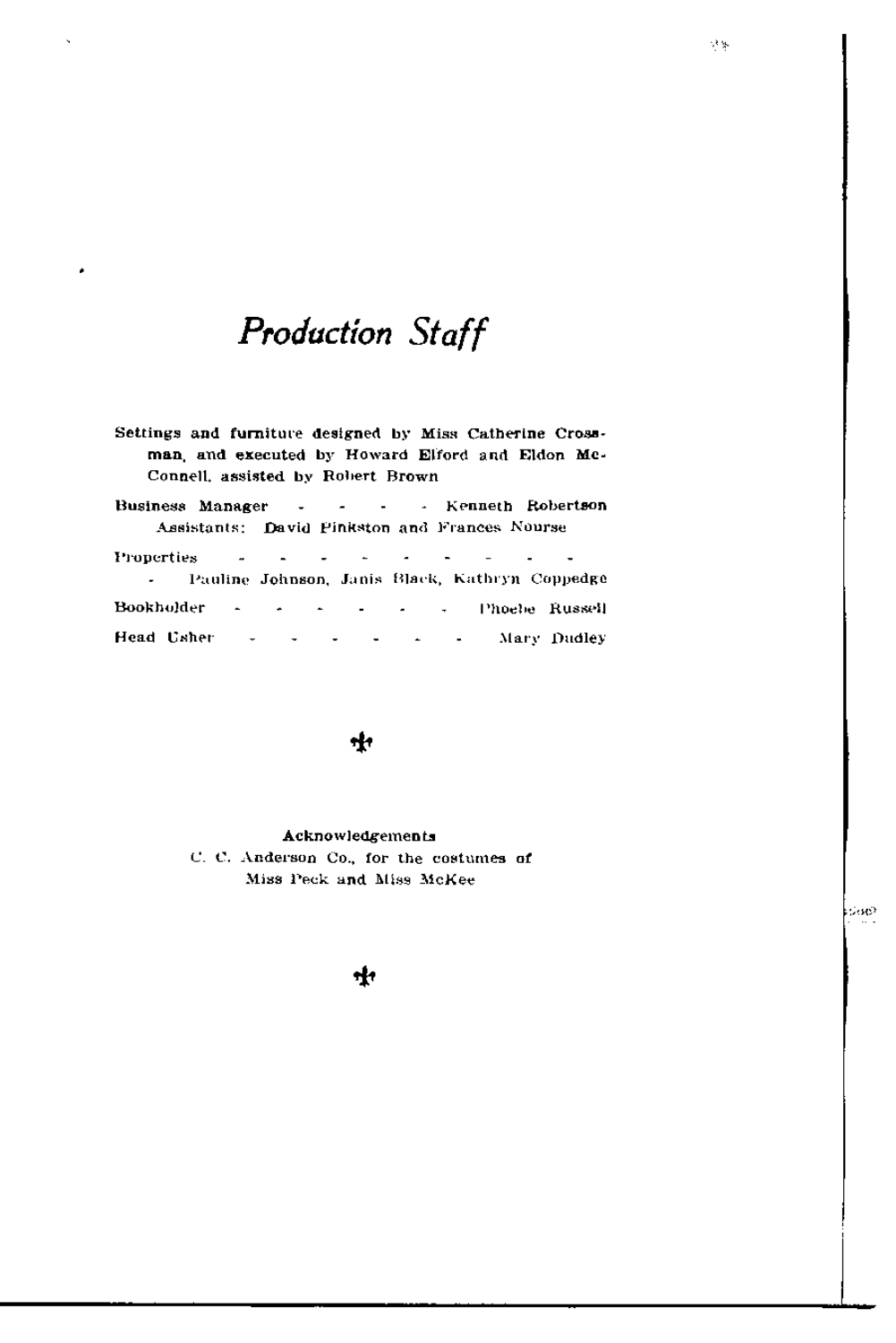# *Production Staff*

**Settings and furniture designed by Miss Catherine Crossman, and executed by Howard Elford and Eldon McConnell, assisted by Robert Brown**

**Business Manager** - - - - - Kenneth Robertson
Assistants: David Pinkston and Frances Nourse

Properties - - - - - - - - - - -
- Pauline Johnson, Janis Black, Kathryn Coppedge

Bookholder - - - - - - - Phoebe Russell

Head Usher - - - - - - - Mary Dudley

⚜

**Acknowledgements**

C. C. Anderson Co., for the costumes of
Miss Peck and Miss McKee

⚜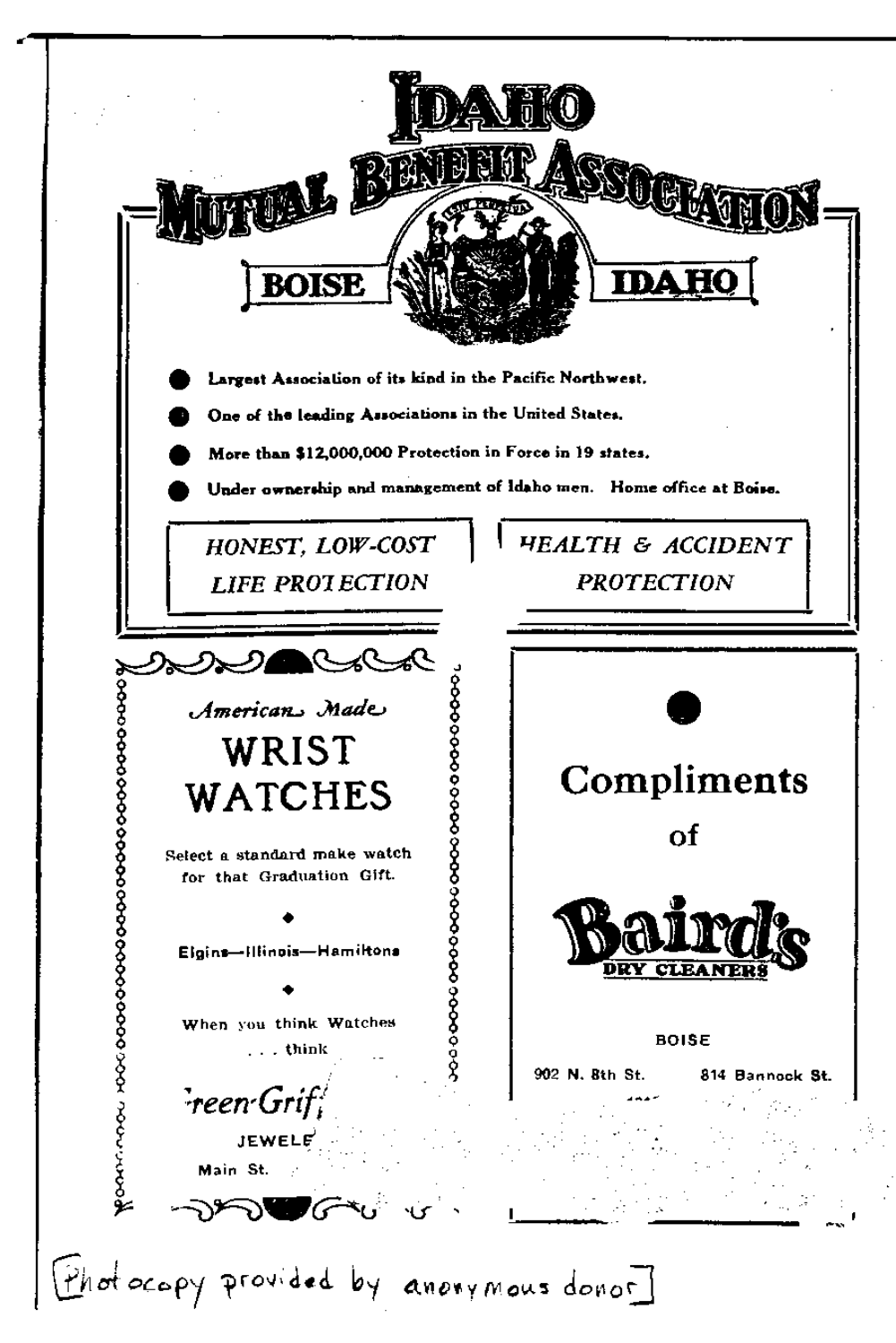# IDAHO MUTUAL BENEFIT ASSOCIATION

BOISE | IDAHO

- Largest Association of its kind in the Pacific Northwest.
- One of the leading Associations in the United States.
- More than $12,000,000 Protection in Force in 19 states.
- Under ownership and management of Idaho men. Home office at Boise.

*HONEST, LOW-COST LIFE PROTECTION*

*HEALTH & ACCIDENT PROTECTION*

---

*American Made*

## WRIST WATCHES

Select a standard make watch for that Graduation Gift.

Elgins—Illinois—Hamiltons

When you think Watches . . . think

*Green-Grif*

JEWELE

Main St.

---

## Compliments of

# Baird's

DRY CLEANERS

BOISE

902 N. 8th St. 814 Bannock St.

---

[Photocopy provided by anonymous donor]